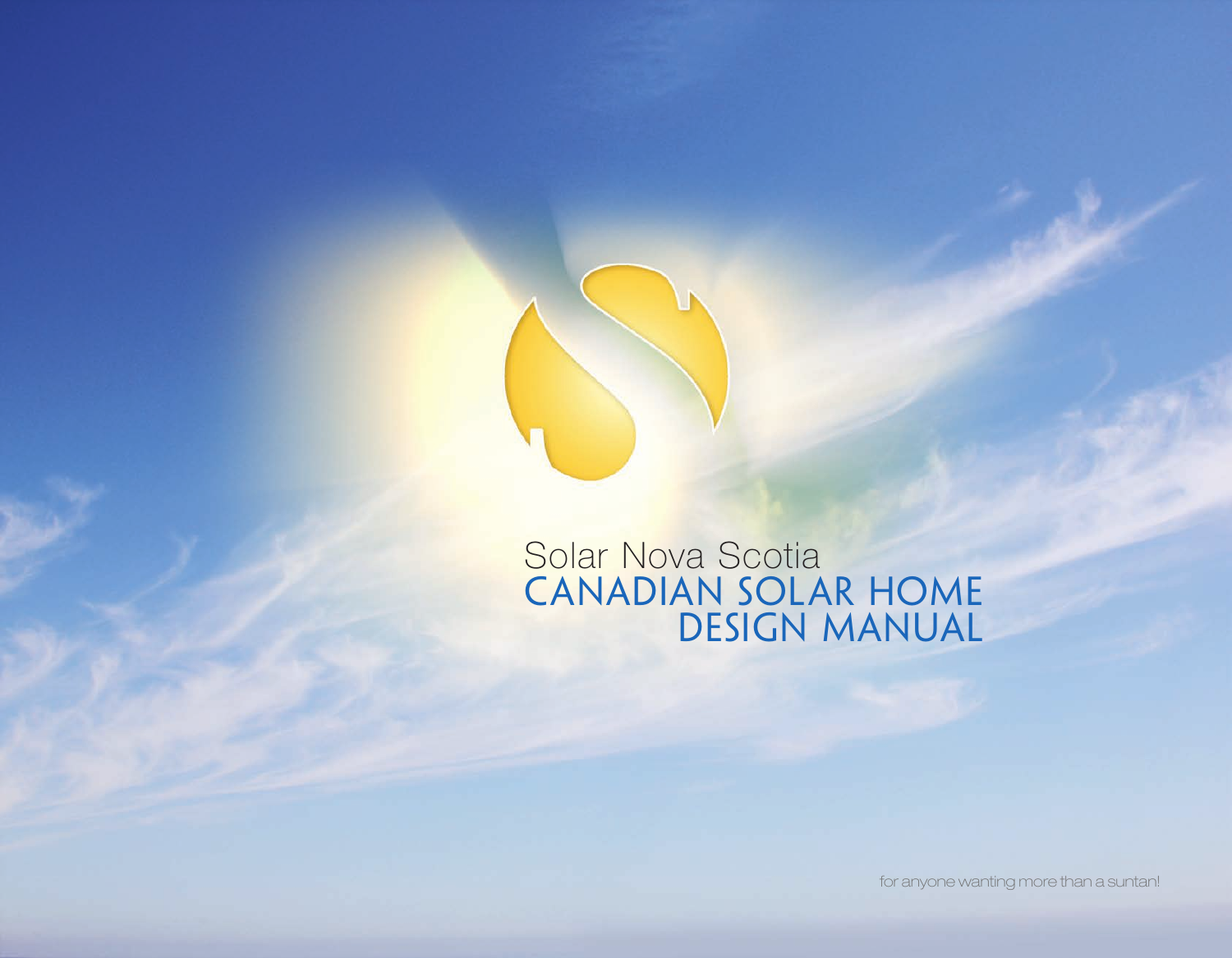Solar Nova Scotia

# CANADIAN SOLAR HOME DESIGN MANUAL

for anyone wanting more than a suntan!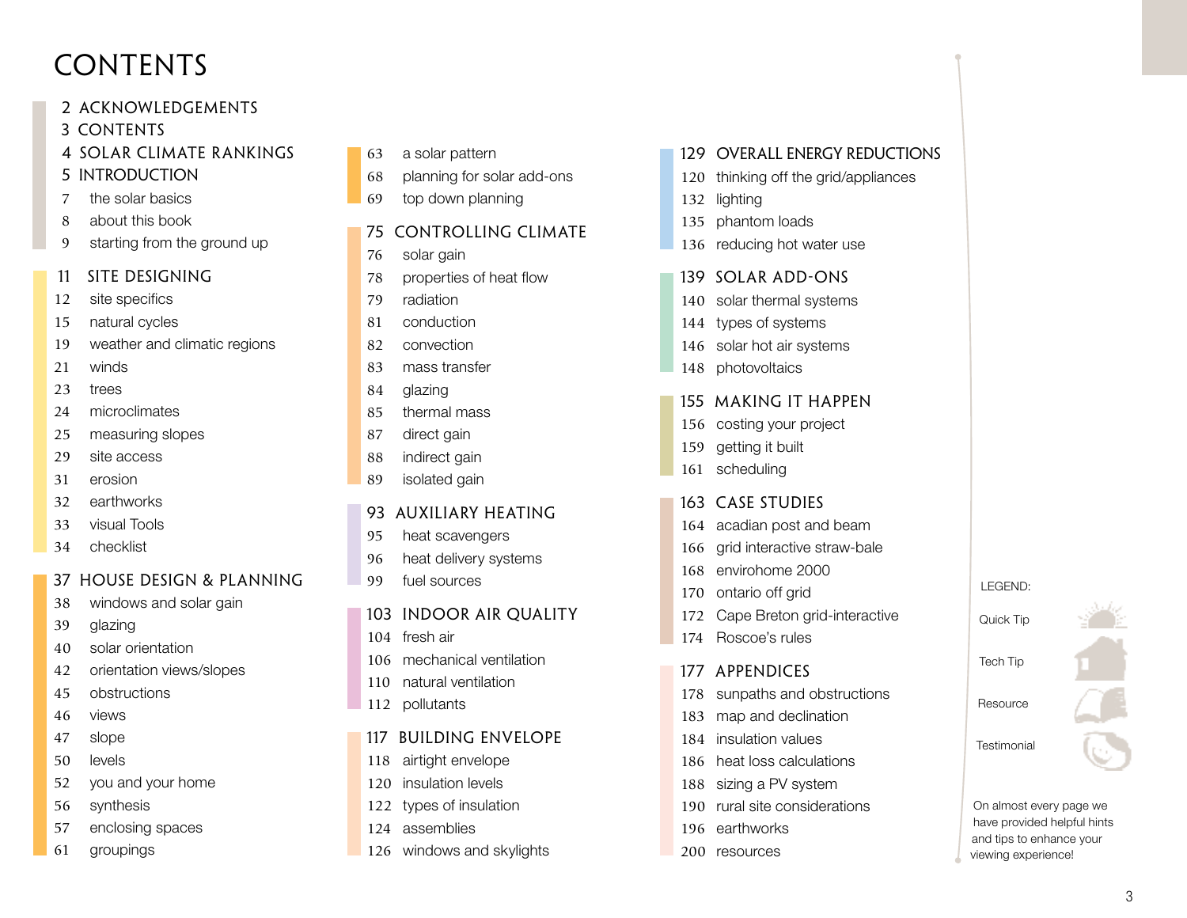# CONTENTS

- 2 ACKNOWLEDGEMENTS
- 3 CONTENTS
- 4 SOLAR CLIMATE RANKINGS
- 5 INTRODUCTION
  - 7 the solar basics
  - 8 about this book
  - 9 starting from the ground up

## 11 SITE DESIGNING

- 12 site specifics
- 15 natural cycles
- 19 weather and climatic regions
- 21 winds
- 23 trees
- 24 microclimates
- 25 measuring slopes
- 29 site access
- 31 erosion
- 32 earthworks
- 33 visual Tools
- 34 checklist

## 37 HOUSE DESIGN & PLANNING

- 38 windows and solar gain
- 39 glazing
- 40 solar orientation
- 42 orientation views/slopes
- 45 obstructions
- 46 views
- 47 slope
- 50 levels
- 52 you and your home
- 56 synthesis
- 57 enclosing spaces
- 61 groupings
- 63 a solar pattern
- 68 planning for solar add-ons
- 69 top down planning

## 75 CONTROLLING CLIMATE

- 76 solar gain
- 78 properties of heat flow
- 79 radiation
- 81 conduction
- 82 convection
- 83 mass transfer
- 84 glazing
- 85 thermal mass
- 87 direct gain
- 88 indirect gain
- 89 isolated gain

## 93 AUXILIARY HEATING

- 95 heat scavengers
- 96 heat delivery systems
- 99 fuel sources

## 103 INDOOR AIR QUALITY

- 104 fresh air
- 106 mechanical ventilation
- 110 natural ventilation
- 112 pollutants

## 117 BUILDING ENVELOPE

- 118 airtight envelope
- 120 insulation levels
- 122 types of insulation
- 124 assemblies
- 126 windows and skylights

## 129 OVERALL ENERGY REDUCTIONS

- 120 thinking off the grid/appliances
- 132 lighting
- 135 phantom loads
- 136 reducing hot water use

## 139 SOLAR ADD-ONS

- 140 solar thermal systems
- 144 types of systems
- 146 solar hot air systems
- 148 photovoltaics

## 155 MAKING IT HAPPEN

- 156 costing your project
- 159 getting it built
- 161 scheduling

## 163 CASE STUDIES

- 164 acadian post and beam
- 166 grid interactive straw-bale
- 168 envirohome 2000
- 170 ontario off grid
- 172 Cape Breton grid-interactive
- 174 Roscoe's rules

## 177 APPENDICES

- 178 sunpaths and obstructions
- 183 map and declination
- 184 insulation values
- 186 heat loss calculations
- 188 sizing a PV system
- 190 rural site considerations
- 196 earthworks
- 200 resources

LEGEND:

- Quick Tip
- Tech Tip
- Resource
- Testimonial

On almost every page we have provided helpful hints and tips to enhance your viewing experience!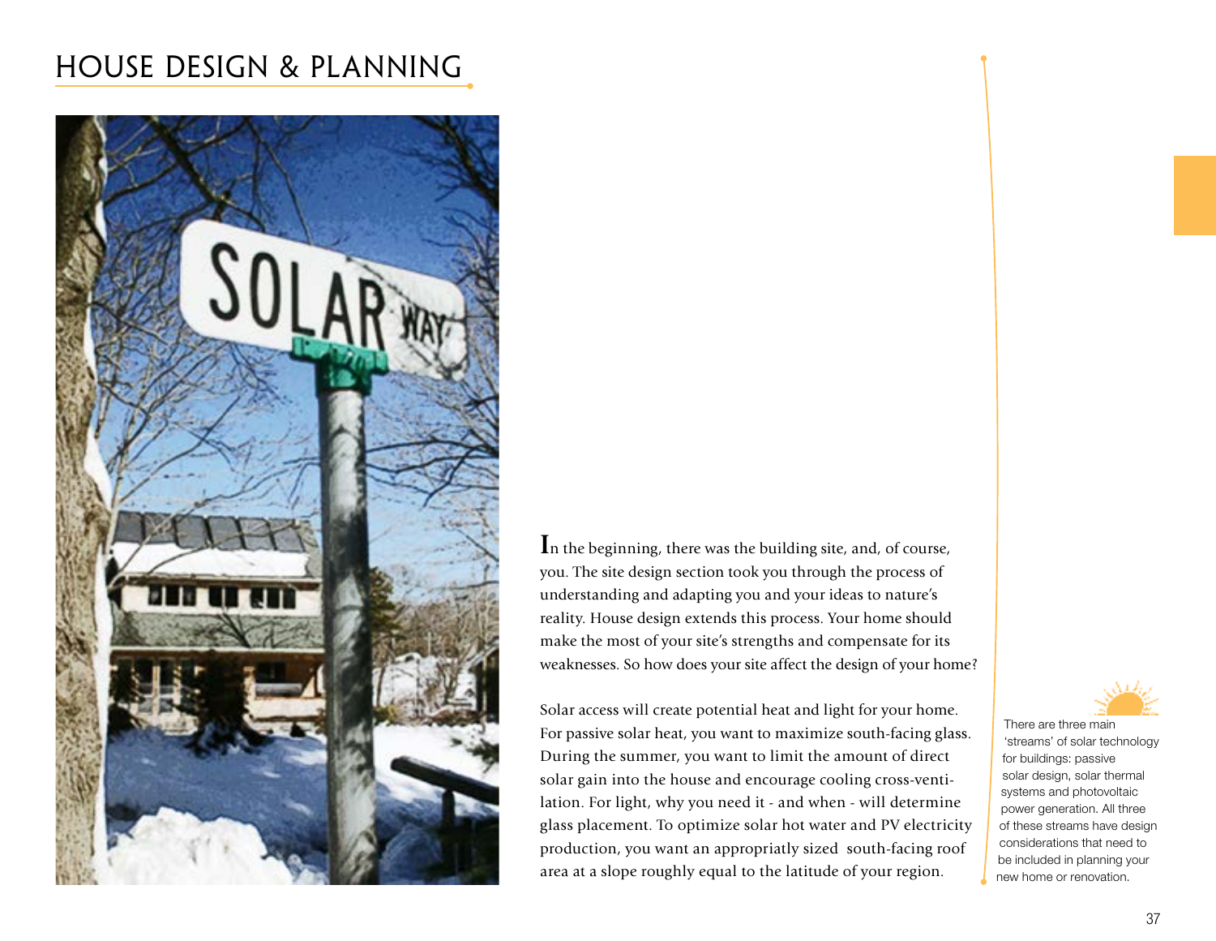# HOUSE DESIGN & PLANNING

In the beginning, there was the building site, and, of course, you. The site design section took you through the process of understanding and adapting you and your ideas to nature's reality. House design extends this process. Your home should make the most of your site's strengths and compensate for its weaknesses. So how does your site affect the design of your home?

Solar access will create potential heat and light for your home. For passive solar heat, you want to maximize south-facing glass. During the summer, you want to limit the amount of direct solar gain into the house and encourage cooling cross-ventilation. For light, why you need it - and when - will determine glass placement. To optimize solar hot water and PV electricity production, you want an appropriately sized south-facing roof area at a slope roughly equal to the latitude of your region.

There are three main 'streams' of solar technology for buildings: passive solar design, solar thermal systems and photovoltaic power generation. All three of these streams have design considerations that need to be included in planning your new home or renovation.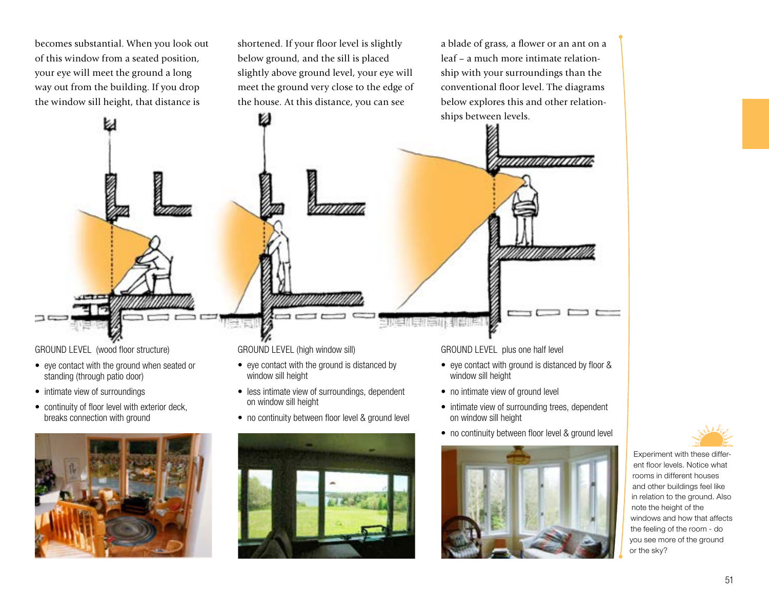becomes substantial. When you look out of this window from a seated position, your eye will meet the ground a long way out from the building. If you drop the window sill height, that distance is shortened. If your floor level is slightly below ground, and the sill is placed slightly above ground level, your eye will meet the ground very close to the edge of the house. At this distance, you can see a blade of grass, a flower or an ant on a leaf – a much more intimate relationship with your surroundings than the conventional floor level. The diagrams below explores this and other relationships between levels.

GROUND LEVEL (wood floor structure)

- eye contact with the ground when seated or standing (through patio door)
- intimate view of surroundings
- continuity of floor level with exterior deck, breaks connection with ground

GROUND LEVEL (high window sill)

- eye contact with the ground is distanced by window sill height
- less intimate view of surroundings, dependent on window sill height
- no continuity between floor level & ground level

GROUND LEVEL plus one half level

- eye contact with ground is distanced by floor & window sill height
- no intimate view of ground level
- intimate view of surrounding trees, dependent on window sill height
- no continuity between floor level & ground level

Experiment with these different floor levels. Notice what rooms in different houses and other buildings feel like in relation to the ground. Also note the height of the windows and how that affects the feeling of the room - do you see more of the ground or the sky?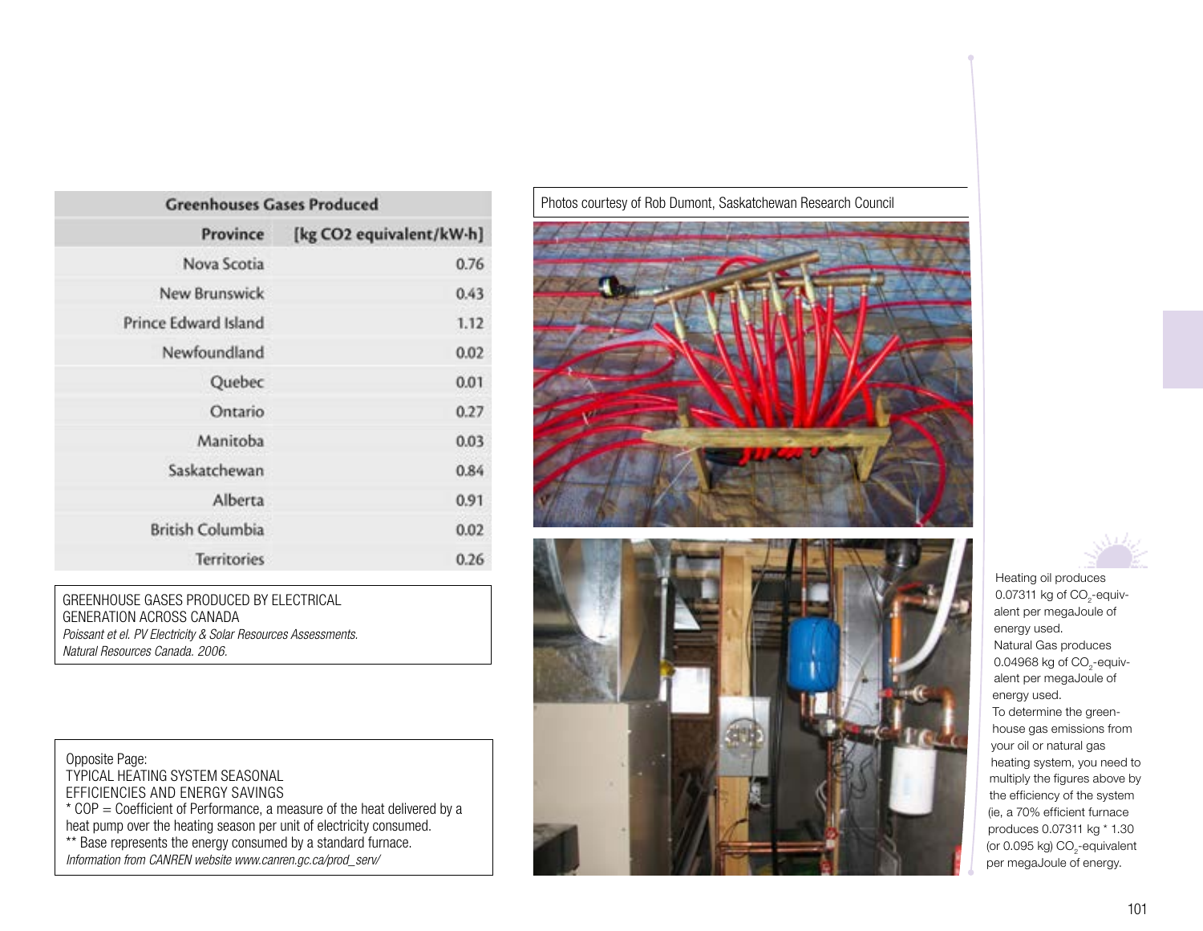| Greenhouses Gases Produced | |
|---|---|
| Province | [kg CO2 equivalent/kW·h] |
| Nova Scotia | 0.76 |
| New Brunswick | 0.43 |
| Prince Edward Island | 1.12 |
| Newfoundland | 0.02 |
| Quebec | 0.01 |
| Ontario | 0.27 |
| Manitoba | 0.03 |
| Saskatchewan | 0.84 |
| Alberta | 0.91 |
| British Columbia | 0.02 |
| Territories | 0.26 |

GREENHOUSE GASES PRODUCED BY ELECTRICAL GENERATION ACROSS CANADA
*Poissant et el. PV Electricity & Solar Resources Assessments. Natural Resources Canada. 2006.*

Opposite Page:
TYPICAL HEATING SYSTEM SEASONAL EFFICIENCIES AND ENERGY SAVINGS
* COP = Coefficient of Performance, a measure of the heat delivered by a heat pump over the heating season per unit of electricity consumed.
** Base represents the energy consumed by a standard furnace.
*Information from CANREN website www.canren.gc.ca/prod_serv/*

Photos courtesy of Rob Dumont, Saskatchewan Research Council

Heating oil produces 0.07311 kg of $CO_2$-equivalent per megaJoule of energy used.
Natural Gas produces 0.04968 kg of $CO_2$-equivalent per megaJoule of energy used.
To determine the greenhouse gas emissions from your oil or natural gas heating system, you need to multiply the figures above by the efficiency of the system (ie, a 70% efficient furnace produces 0.07311 kg * 1.30 (or 0.095 kg) $CO_2$-equivalent per megaJoule of energy.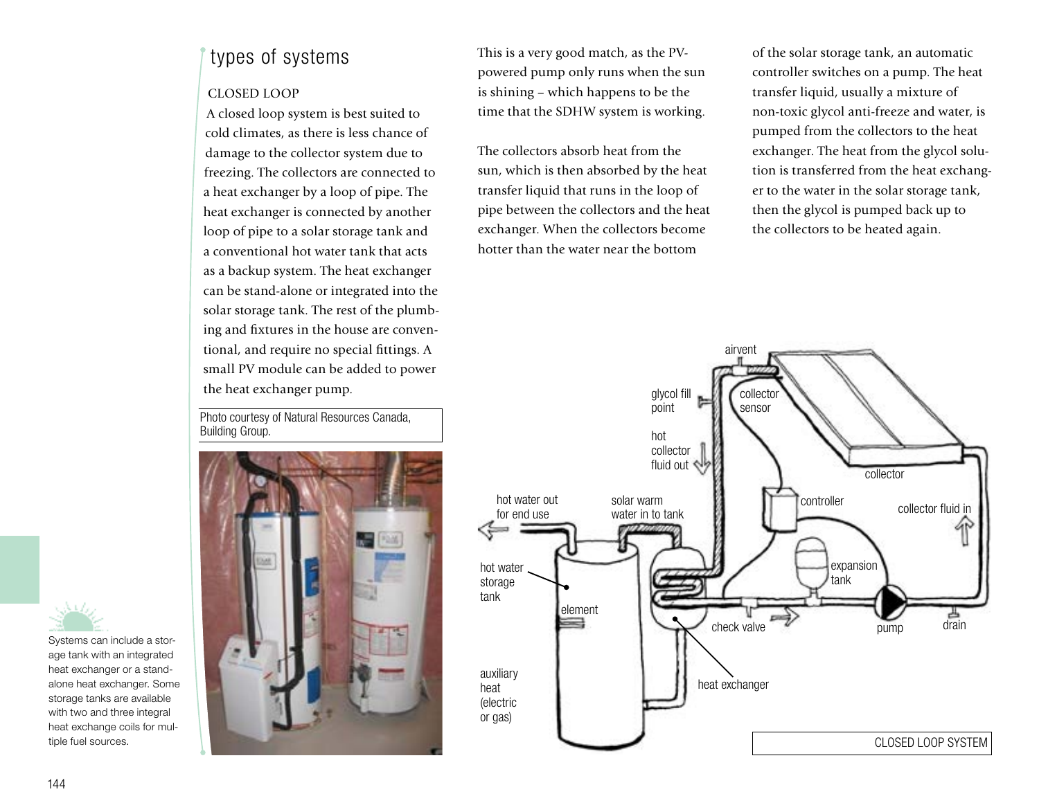## types of systems

CLOSED LOOP

A closed loop system is best suited to cold climates, as there is less chance of damage to the collector system due to freezing. The collectors are connected to a heat exchanger by a loop of pipe. The heat exchanger is connected by another loop of pipe to a solar storage tank and a conventional hot water tank that acts as a backup system. The heat exchanger can be stand-alone or integrated into the solar storage tank. The rest of the plumbing and fixtures in the house are conventional, and require no special fittings. A small PV module can be added to power the heat exchanger pump.

Photo courtesy of Natural Resources Canada, Building Group.

This is a very good match, as the PV-powered pump only runs when the sun is shining – which happens to be the time that the SDHW system is working.

The collectors absorb heat from the sun, which is then absorbed by the heat transfer liquid that runs in the loop of pipe between the collectors and the heat exchanger. When the collectors become hotter than the water near the bottom of the solar storage tank, an automatic controller switches on a pump. The heat transfer liquid, usually a mixture of non-toxic glycol anti-freeze and water, is pumped from the collectors to the heat exchanger. The heat from the glycol solution is transferred from the heat exchanger to the water in the solar storage tank, then the glycol is pumped back up to the collectors to be heated again.

airvent
glycol fill point
collector sensor
hot collector fluid out
collector
hot water out for end use
solar warm water in to tank
controller
collector fluid in
hot water storage tank
expansion tank
element
check valve
pump
drain
auxiliary heat (electric or gas)
heat exchanger

CLOSED LOOP SYSTEM

Systems can include a storage tank with an integrated heat exchanger or a stand-alone heat exchanger. Some storage tanks are available with two and three integral heat exchange coils for multiple fuel sources.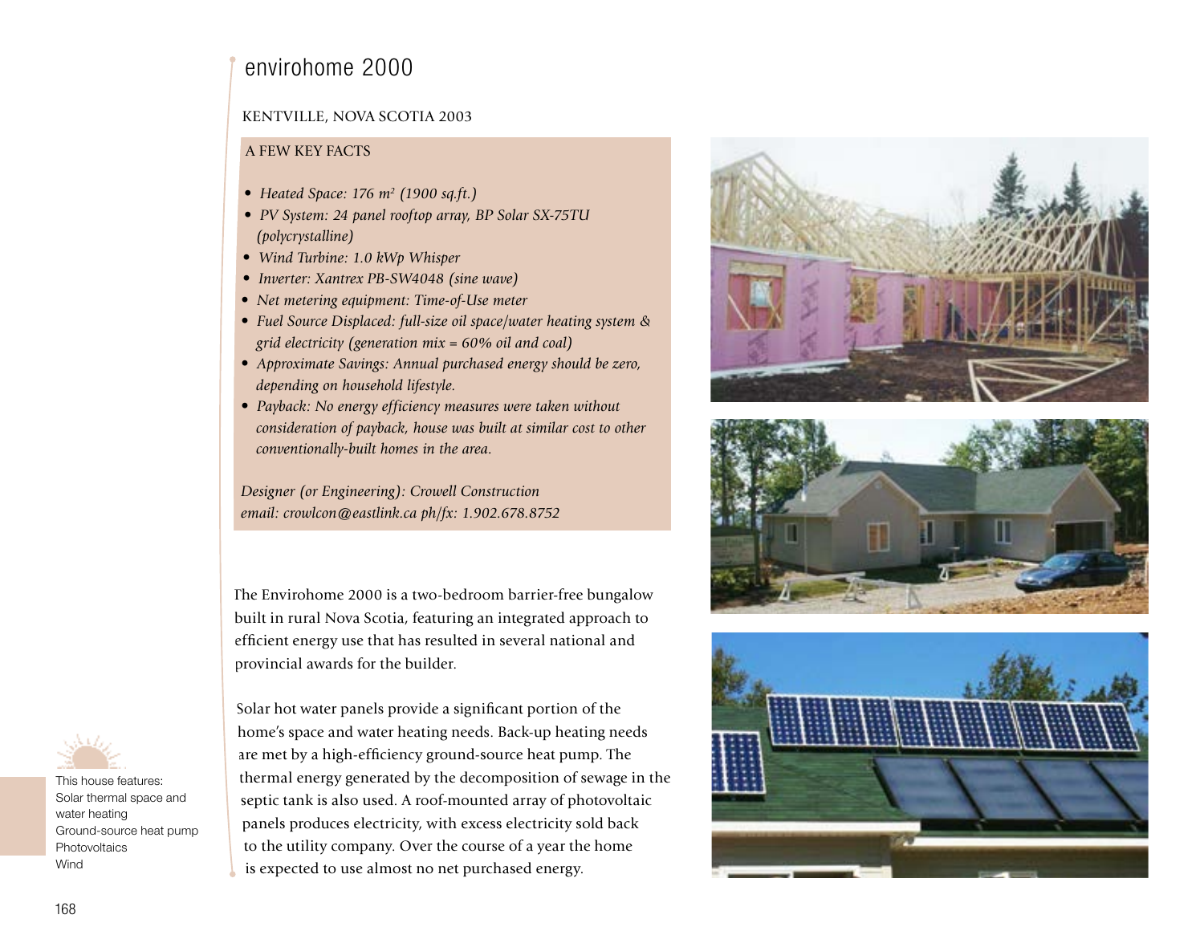# envirohome 2000

KENTVILLE, NOVA SCOTIA 2003

**A FEW KEY FACTS**

- *Heated Space: 176 m² (1900 sq.ft.)*
- *PV System: 24 panel rooftop array, BP Solar SX-75TU (polycrystalline)*
- *Wind Turbine: 1.0 kWp Whisper*
- *Inverter: Xantrex PB-SW4048 (sine wave)*
- *Net metering equipment: Time-of-Use meter*
- *Fuel Source Displaced: full-size oil space/water heating system & grid electricity (generation mix = 60% oil and coal)*
- *Approximate Savings: Annual purchased energy should be zero, depending on household lifestyle.*
- *Payback: No energy efficiency measures were taken without consideration of payback, house was built at similar cost to other conventionally-built homes in the area.*

*Designer (or Engineering): Crowell Construction*
*email: crowlcon@eastlink.ca ph/fx: 1.902.678.8752*

The Envirohome 2000 is a two-bedroom barrier-free bungalow built in rural Nova Scotia, featuring an integrated approach to efficient energy use that has resulted in several national and provincial awards for the builder.

Solar hot water panels provide a significant portion of the home's space and water heating needs. Back-up heating needs are met by a high-efficiency ground-source heat pump. The thermal energy generated by the decomposition of sewage in the septic tank is also used. A roof-mounted array of photovoltaic panels produces electricity, with excess electricity sold back to the utility company. Over the course of a year the home is expected to use almost no net purchased energy.

This house features:
Solar thermal space and water heating
Ground-source heat pump
Photovoltaics
Wind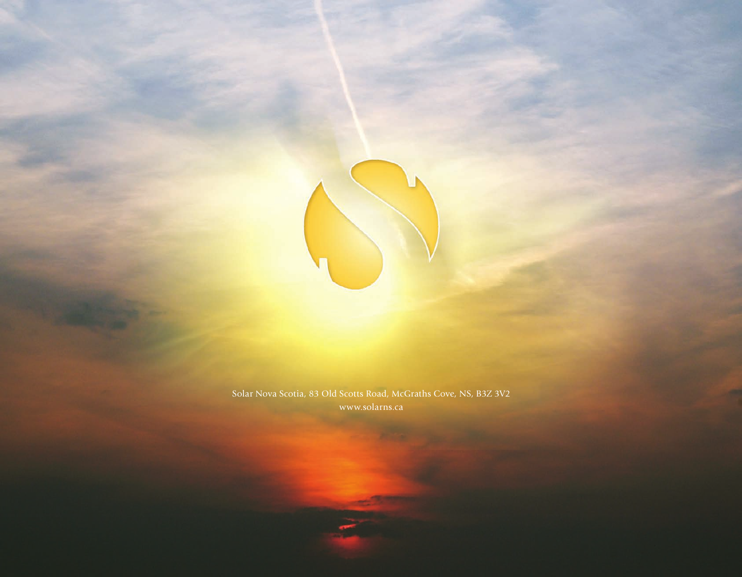Solar Nova Scotia, 83 Old Scotts Road, McGraths Cove, NS, B3Z 3V2
www.solarns.ca